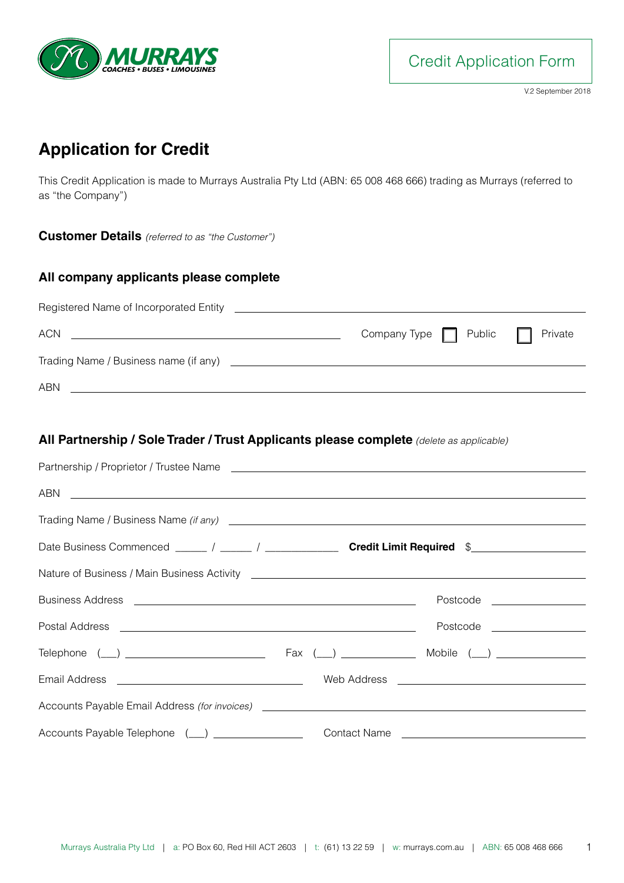MURRAYS
COACHES • BUSES • LIMOUSINES

Credit Application Form

V.2 September 2018

# Application for Credit

This Credit Application is made to Murrays Australia Pty Ltd (ABN: 65 008 468 666) trading as Murrays (referred to as "the Company")

**Customer Details** *(referred to as "the Customer")*

## All company applicants please complete

Registered Name of Incorporated Entity ____________________

ACN ____________________ Company Type ☐ Public ☐ Private

Trading Name / Business name (if any) ____________________

ABN ____________________

## All Partnership / Sole Trader / Trust Applicants please complete *(delete as applicable)*

Partnership / Proprietor / Trustee Name ____________________

ABN ____________________

Trading Name / Business Name *(if any)* ____________________

Date Business Commenced ______ / ______ / ____________ **Credit Limit Required** $____________________

Nature of Business / Main Business Activity ____________________

Business Address ____________________ Postcode ____________

Postal Address ____________________ Postcode ____________

Telephone (___) ____________________ Fax (___) ____________ Mobile (___) ____________

Email Address ____________________ Web Address ____________________

Accounts Payable Email Address *(for invoices)* ____________________

Accounts Payable Telephone (___) ____________ Contact Name ____________________

Murrays Australia Pty Ltd | a: PO Box 60, Red Hill ACT 2603 | t: (61) 13 22 59 | w: murrays.com.au | ABN: 65 008 468 666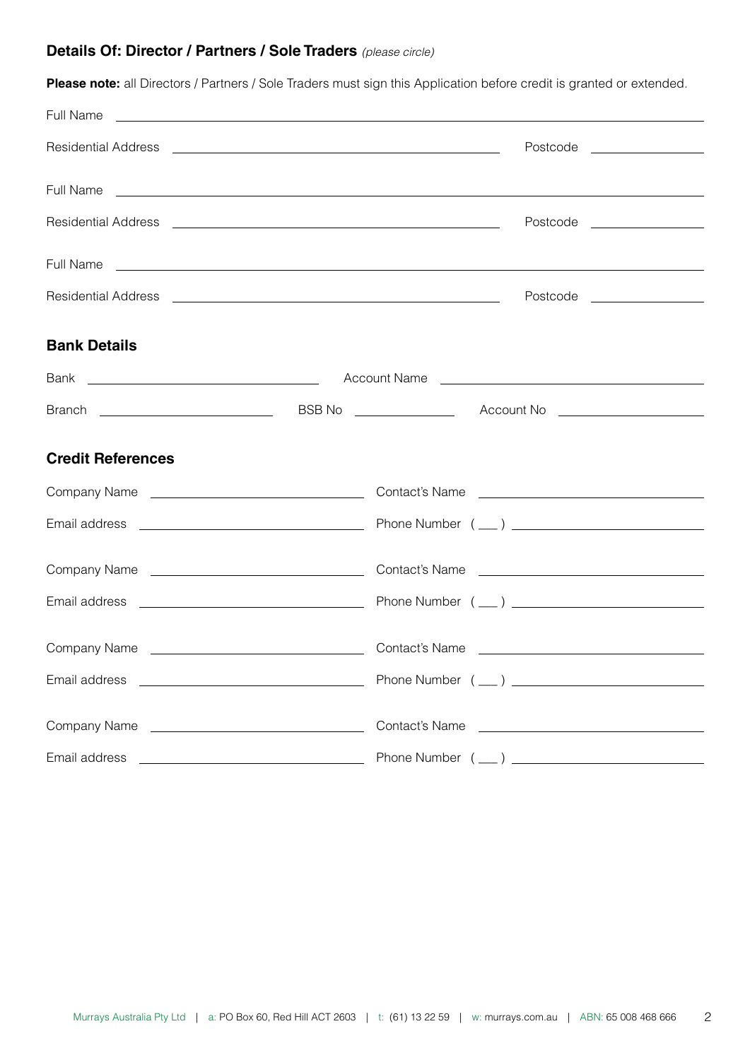## Details Of: Director / Partners / Sole Traders *(please circle)*

**Please note:** all Directors / Partners / Sole Traders must sign this Application before credit is granted or extended.

Full Name ______________________________________________

Residential Address ______________________________ Postcode __________

Full Name ______________________________________________

Residential Address ______________________________ Postcode __________

Full Name ______________________________________________

Residential Address ______________________________ Postcode __________

## Bank Details

Bank ____________________ Account Name ____________________

Branch ________________ BSB No __________ Account No ______________

## Credit References

Company Name ____________________ Contact's Name ____________________

Email address ____________________ Phone Number ( ___ ) ____________________

Company Name ____________________ Contact's Name ____________________

Email address ____________________ Phone Number ( ___ ) ____________________

Company Name ____________________ Contact's Name ____________________

Email address ____________________ Phone Number ( ___ ) ____________________

Company Name ____________________ Contact's Name ____________________

Email address ____________________ Phone Number ( ___ ) ____________________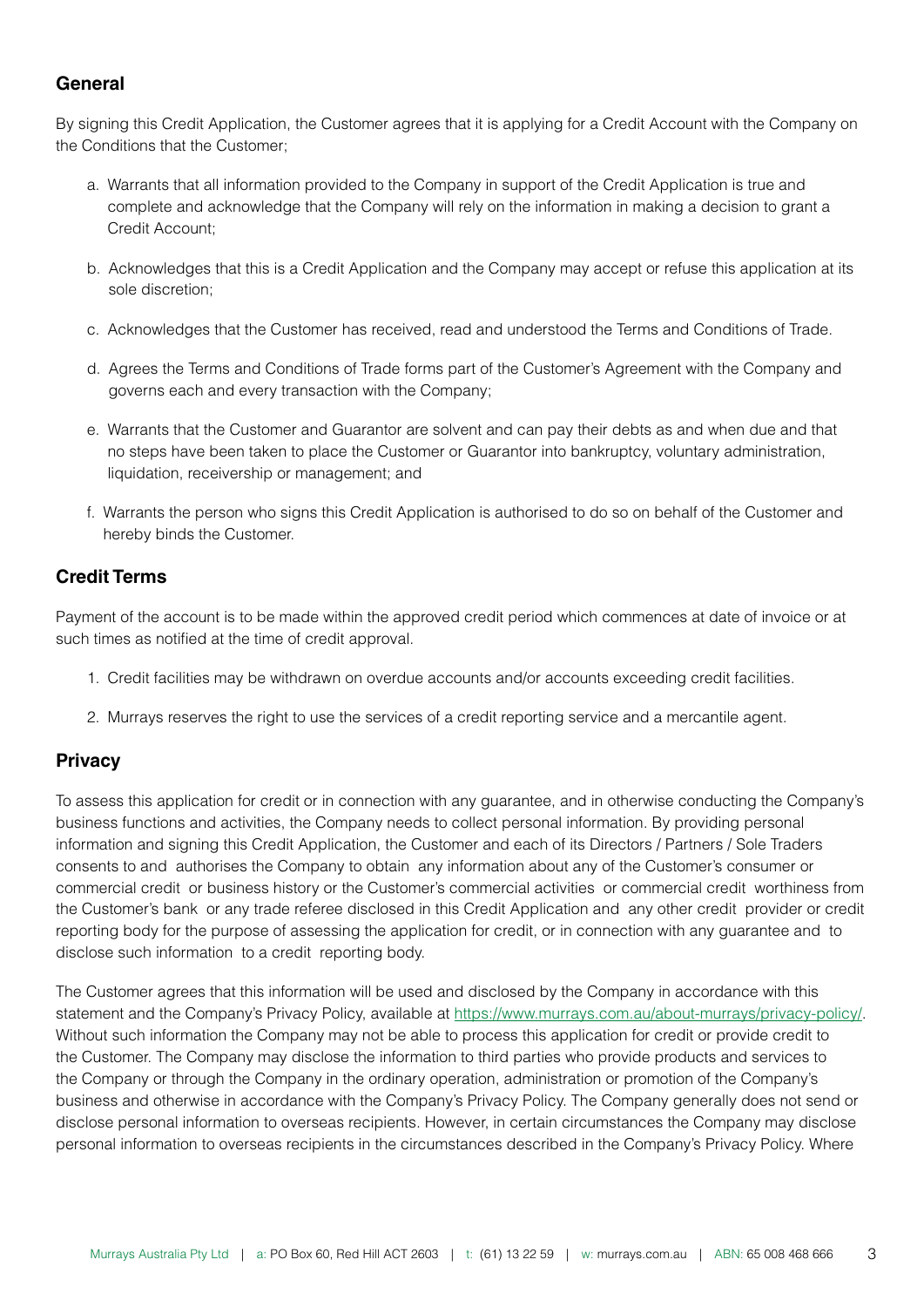## General

By signing this Credit Application, the Customer agrees that it is applying for a Credit Account with the Company on the Conditions that the Customer;

a. Warrants that all information provided to the Company in support of the Credit Application is true and complete and acknowledge that the Company will rely on the information in making a decision to grant a Credit Account;

b. Acknowledges that this is a Credit Application and the Company may accept or refuse this application at its sole discretion;

c. Acknowledges that the Customer has received, read and understood the Terms and Conditions of Trade.

d. Agrees the Terms and Conditions of Trade forms part of the Customer's Agreement with the Company and governs each and every transaction with the Company;

e. Warrants that the Customer and Guarantor are solvent and can pay their debts as and when due and that no steps have been taken to place the Customer or Guarantor into bankruptcy, voluntary administration, liquidation, receivership or management; and

f. Warrants the person who signs this Credit Application is authorised to do so on behalf of the Customer and hereby binds the Customer.

## Credit Terms

Payment of the account is to be made within the approved credit period which commences at date of invoice or at such times as notified at the time of credit approval.

1. Credit facilities may be withdrawn on overdue accounts and/or accounts exceeding credit facilities.
2. Murrays reserves the right to use the services of a credit reporting service and a mercantile agent.

## Privacy

To assess this application for credit or in connection with any guarantee, and in otherwise conducting the Company's business functions and activities, the Company needs to collect personal information. By providing personal information and signing this Credit Application, the Customer and each of its Directors / Partners / Sole Traders consents to and authorises the Company to obtain any information about any of the Customer's consumer or commercial credit or business history or the Customer's commercial activities or commercial credit worthiness from the Customer's bank or any trade referee disclosed in this Credit Application and any other credit provider or credit reporting body for the purpose of assessing the application for credit, or in connection with any guarantee and to disclose such information to a credit reporting body.

The Customer agrees that this information will be used and disclosed by the Company in accordance with this statement and the Company's Privacy Policy, available at https://www.murrays.com.au/about-murrays/privacy-policy/. Without such information the Company may not be able to process this application for credit or provide credit to the Customer. The Company may disclose the information to third parties who provide products and services to the Company or through the Company in the ordinary operation, administration or promotion of the Company's business and otherwise in accordance with the Company's Privacy Policy. The Company generally does not send or disclose personal information to overseas recipients. However, in certain circumstances the Company may disclose personal information to overseas recipients in the circumstances described in the Company's Privacy Policy. Where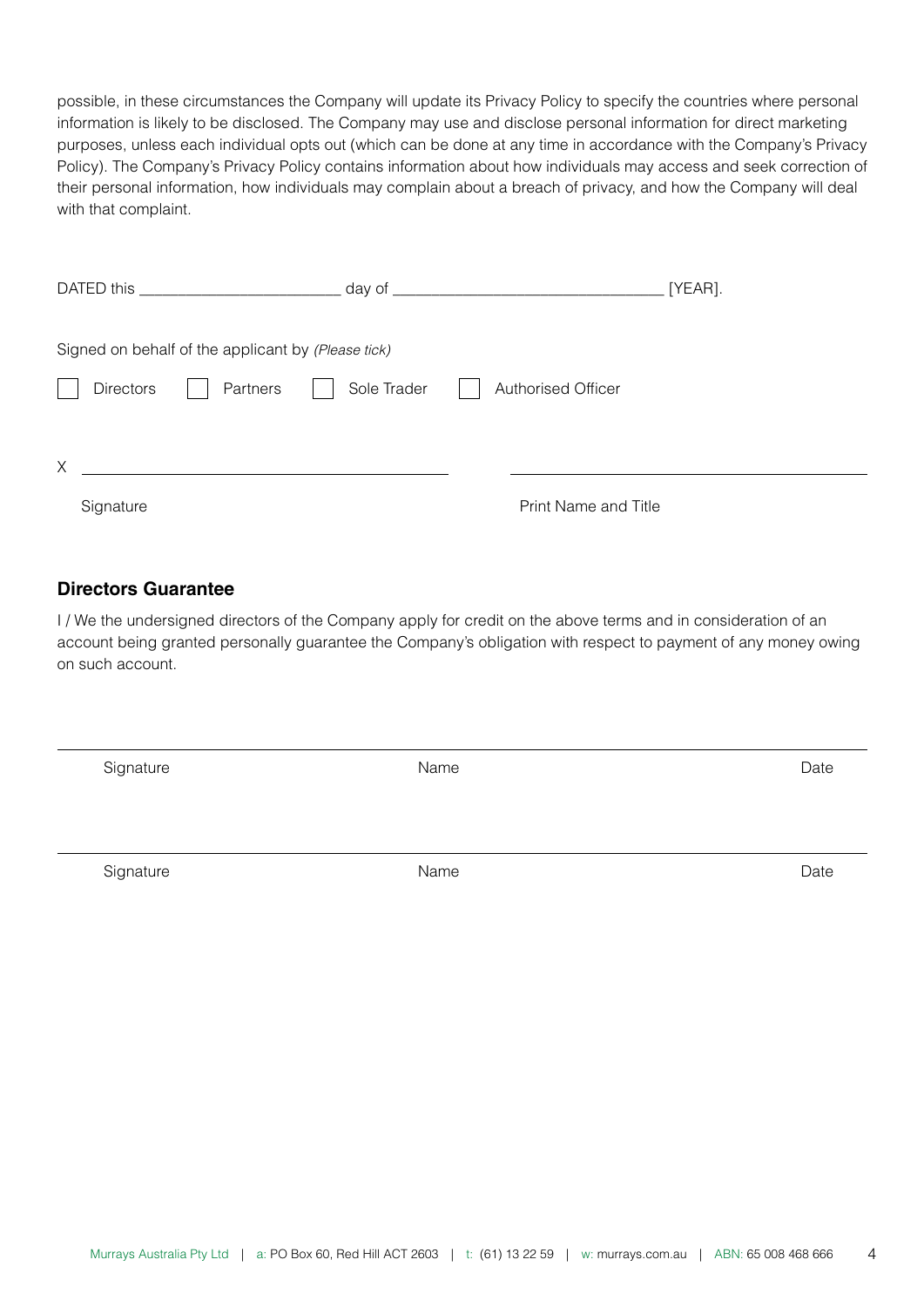possible, in these circumstances the Company will update its Privacy Policy to specify the countries where personal information is likely to be disclosed. The Company may use and disclose personal information for direct marketing purposes, unless each individual opts out (which can be done at any time in accordance with the Company's Privacy Policy). The Company's Privacy Policy contains information about how individuals may access and seek correction of their personal information, how individuals may complain about a breach of privacy, and how the Company will deal with that complaint.

DATED this ________________________ day of ________________________________ [YEAR].

Signed on behalf of the applicant by *(Please tick)*

☐ Directors ☐ Partners ☐ Sole Trader ☐ Authorised Officer

X ____________________________________ ____________________________________

Signature Print Name and Title

## Directors Guarantee

I / We the undersigned directors of the Company apply for credit on the above terms and in consideration of an account being granted personally guarantee the Company's obligation with respect to payment of any money owing on such account.

____________________________________________________________________________

Signature Name Date

____________________________________________________________________________

Signature Name Date

Murrays Australia Pty Ltd | a: PO Box 60, Red Hill ACT 2603 | t: (61) 13 22 59 | w: murrays.com.au | ABN: 65 008 468 666